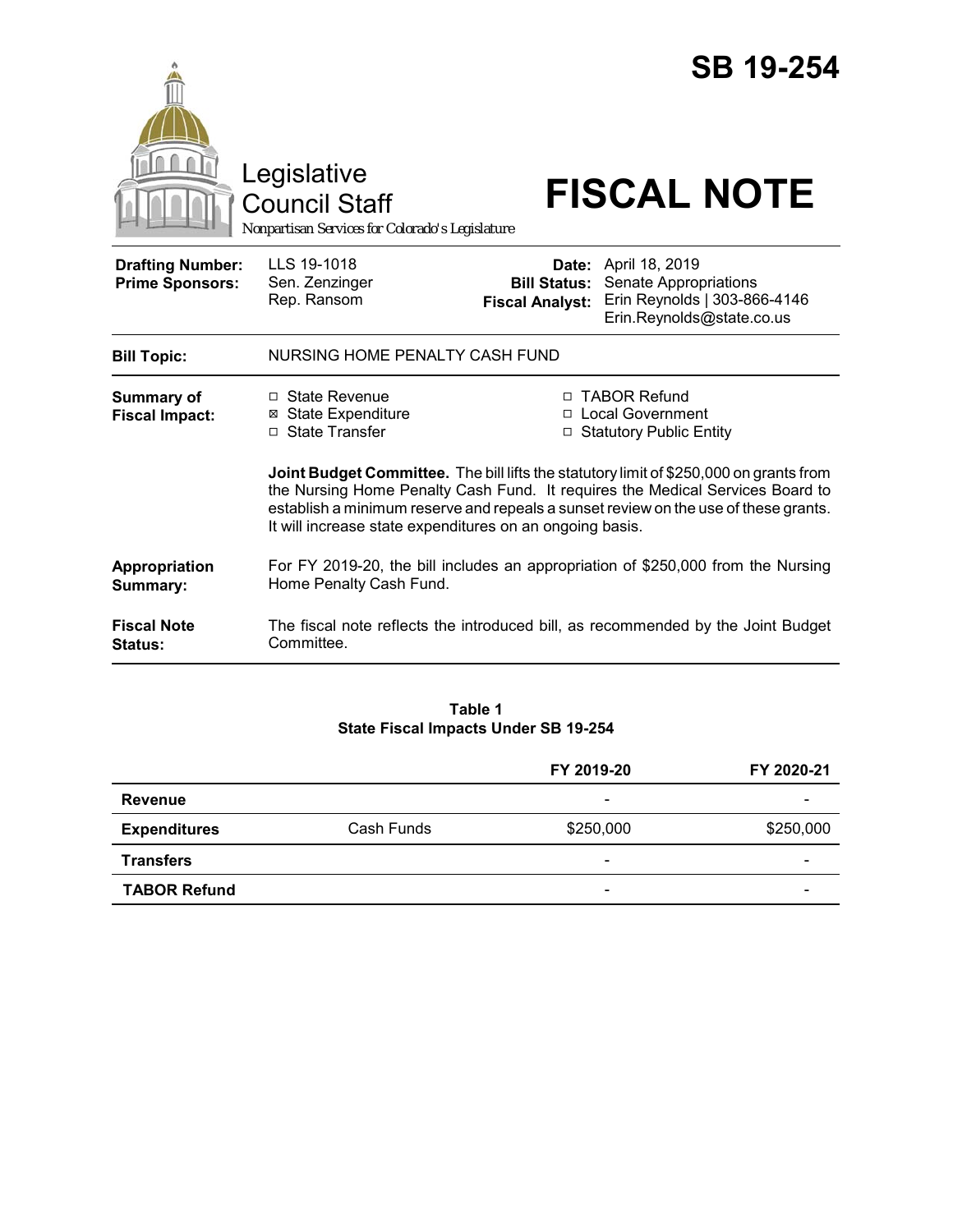# SB 19-254

Legislative Council Staff

*Nonpartisan Services for Colorado's Legislature*

# FISCAL NOTE

| | | | |
|---|---|---|---|
| **Drafting Number:** | LLS 19-1018 | **Date:** | April 18, 2019 |
| **Prime Sponsors:** | Sen. Zenzinger<br>Rep. Ransom | **Bill Status:** | Senate Appropriations |
| | | **Fiscal Analyst:** | Erin Reynolds \| 303-866-4146<br>Erin.Reynolds@state.co.us |

**Bill Topic:** NURSING HOME PENALTY CASH FUND

**Summary of Fiscal Impact:**

- ☐ State Revenue
- ☒ State Expenditure
- ☐ State Transfer
- ☐ TABOR Refund
- ☐ Local Government
- ☐ Statutory Public Entity

**Joint Budget Committee.** The bill lifts the statutory limit of $250,000 on grants from the Nursing Home Penalty Cash Fund. It requires the Medical Services Board to establish a minimum reserve and repeals a sunset review on the use of these grants. It will increase state expenditures on an ongoing basis.

**Appropriation Summary:** For FY 2019-20, the bill includes an appropriation of $250,000 from the Nursing Home Penalty Cash Fund.

**Fiscal Note Status:** The fiscal note reflects the introduced bill, as recommended by the Joint Budget Committee.

**Table 1**
**State Fiscal Impacts Under SB 19-254**

| | | FY 2019-20 | FY 2020-21 |
|---|---|---|---|
| **Revenue** | | - | - |
| **Expenditures** | Cash Funds | $250,000 | $250,000 |
| **Transfers** | | - | - |
| **TABOR Refund** | | - | - |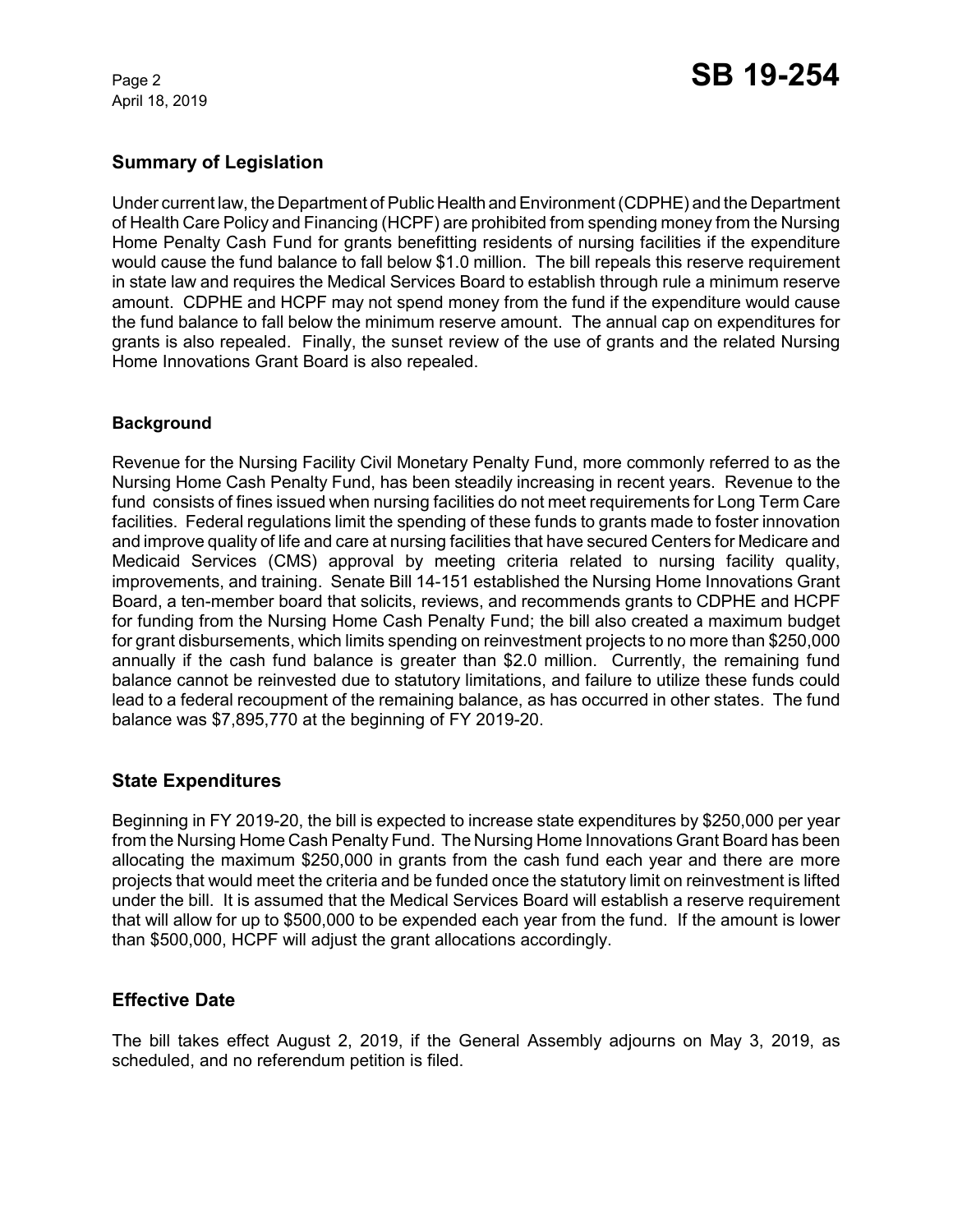## Summary of Legislation

Under current law, the Department of Public Health and Environment (CDPHE) and the Department of Health Care Policy and Financing (HCPF) are prohibited from spending money from the Nursing Home Penalty Cash Fund for grants benefitting residents of nursing facilities if the expenditure would cause the fund balance to fall below $1.0 million. The bill repeals this reserve requirement in state law and requires the Medical Services Board to establish through rule a minimum reserve amount. CDPHE and HCPF may not spend money from the fund if the expenditure would cause the fund balance to fall below the minimum reserve amount. The annual cap on expenditures for grants is also repealed. Finally, the sunset review of the use of grants and the related Nursing Home Innovations Grant Board is also repealed.

### Background

Revenue for the Nursing Facility Civil Monetary Penalty Fund, more commonly referred to as the Nursing Home Cash Penalty Fund, has been steadily increasing in recent years. Revenue to the fund consists of fines issued when nursing facilities do not meet requirements for Long Term Care facilities. Federal regulations limit the spending of these funds to grants made to foster innovation and improve quality of life and care at nursing facilities that have secured Centers for Medicare and Medicaid Services (CMS) approval by meeting criteria related to nursing facility quality, improvements, and training. Senate Bill 14-151 established the Nursing Home Innovations Grant Board, a ten-member board that solicits, reviews, and recommends grants to CDPHE and HCPF for funding from the Nursing Home Cash Penalty Fund; the bill also created a maximum budget for grant disbursements, which limits spending on reinvestment projects to no more than $250,000 annually if the cash fund balance is greater than $2.0 million. Currently, the remaining fund balance cannot be reinvested due to statutory limitations, and failure to utilize these funds could lead to a federal recoupment of the remaining balance, as has occurred in other states. The fund balance was $7,895,770 at the beginning of FY 2019-20.

## State Expenditures

Beginning in FY 2019-20, the bill is expected to increase state expenditures by $250,000 per year from the Nursing Home Cash Penalty Fund. The Nursing Home Innovations Grant Board has been allocating the maximum $250,000 in grants from the cash fund each year and there are more projects that would meet the criteria and be funded once the statutory limit on reinvestment is lifted under the bill. It is assumed that the Medical Services Board will establish a reserve requirement that will allow for up to $500,000 to be expended each year from the fund. If the amount is lower than $500,000, HCPF will adjust the grant allocations accordingly.

## Effective Date

The bill takes effect August 2, 2019, if the General Assembly adjourns on May 3, 2019, as scheduled, and no referendum petition is filed.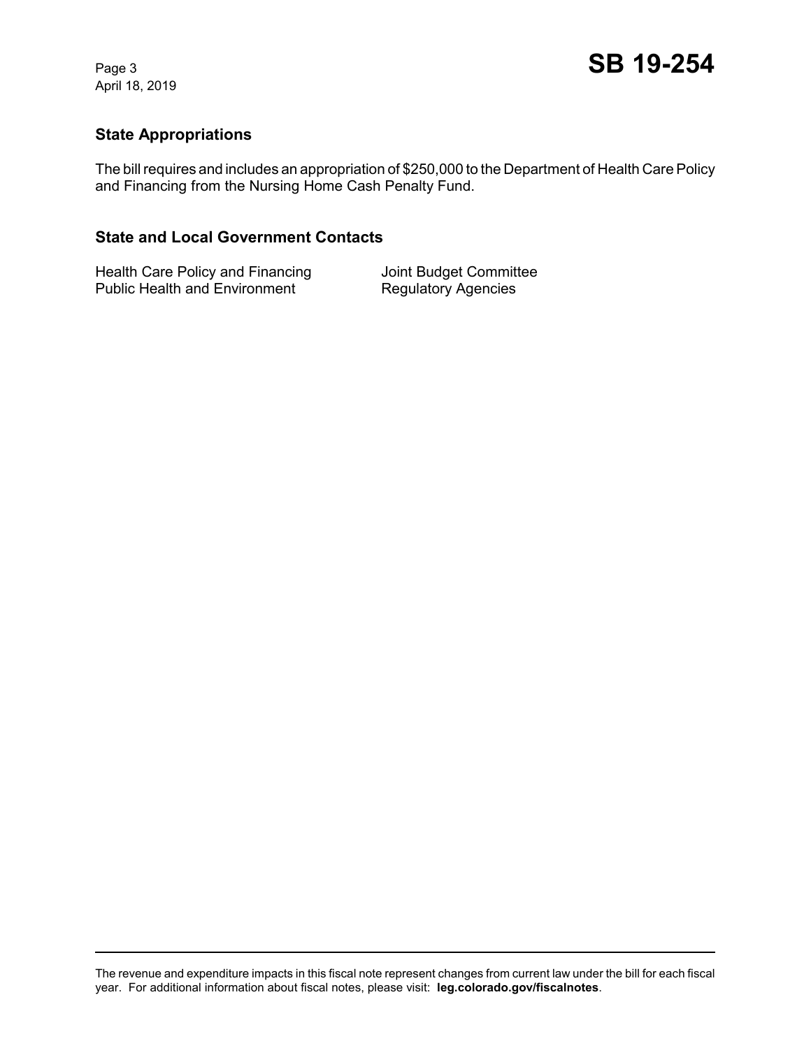## State Appropriations

The bill requires and includes an appropriation of $250,000 to the Department of Health Care Policy and Financing from the Nursing Home Cash Penalty Fund.

## State and Local Government Contacts

| | |
|---|---|
| Health Care Policy and Financing | Joint Budget Committee |
| Public Health and Environment | Regulatory Agencies |

The revenue and expenditure impacts in this fiscal note represent changes from current law under the bill for each fiscal year. For additional information about fiscal notes, please visit: **leg.colorado.gov/fiscalnotes**.